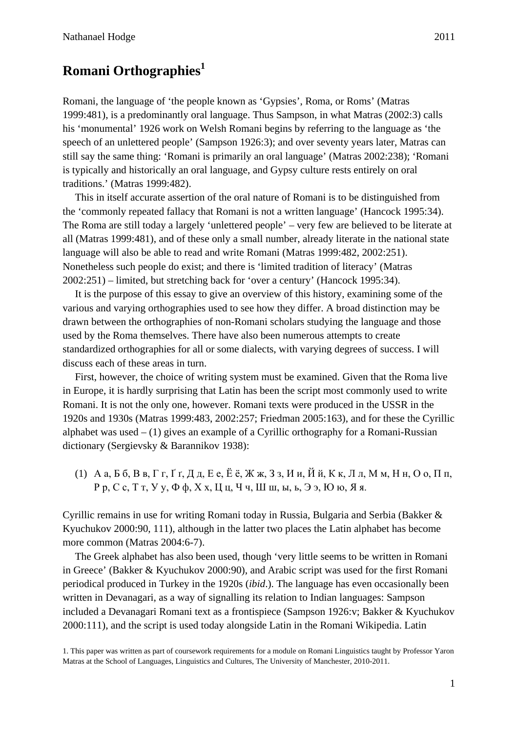# Romani Orthographies[1]

Romani, the language of 'the people known as 'Gypsies', Roma, or Roms' (Matras 1999:481), is a predominantly oral language. Thus Sampson, in what Matras (2002:3) calls his 'monumental' 1926 work on Welsh Romani begins by referring to the language as 'the speech of an unlettered people' (Sampson 1926:3); and over seventy years later, Matras can still say the same thing: 'Romani is primarily an oral language' (Matras 2002:238); 'Romani is typically and historically an oral language, and Gypsy culture rests entirely on oral traditions.' (Matras 1999:482).

This in itself accurate assertion of the oral nature of Romani is to be distinguished from the 'commonly repeated fallacy that Romani is not a written language' (Hancock 1995:34). The Roma are still today a largely 'unlettered people' – very few are believed to be literate at all (Matras 1999:481), and of these only a small number, already literate in the national state language will also be able to read and write Romani (Matras 1999:482, 2002:251). Nonetheless such people do exist; and there is 'limited tradition of literacy' (Matras 2002:251) – limited, but stretching back for 'over a century' (Hancock 1995:34).

It is the purpose of this essay to give an overview of this history, examining some of the various and varying orthographies used to see how they differ. A broad distinction may be drawn between the orthographies of non-Romani scholars studying the language and those used by the Roma themselves. There have also been numerous attempts to create standardized orthographies for all or some dialects, with varying degrees of success. I will discuss each of these areas in turn.

First, however, the choice of writing system must be examined. Given that the Roma live in Europe, it is hardly surprising that Latin has been the script most commonly used to write Romani. It is not the only one, however. Romani texts were produced in the USSR in the 1920s and 1930s (Matras 1999:483, 2002:257; Friedman 2005:163), and for these the Cyrillic alphabet was used – (1) gives an example of a Cyrillic orthography for a Romani-Russian dictionary (Sergievsky & Barannikov 1938):

(1) А а, Б б, В в, Г г, Ґ ґ, Д д, Е е, Ё ё, Ж ж, З з, И и, Й й, К к, Л л, М м, Н н, О о, П п, Р р, С с, Т т, У у, Ф ф, Х х, Ц ц, Ч ч, Ш ш, ы, ь, Э э, Ю ю, Я я.

Cyrillic remains in use for writing Romani today in Russia, Bulgaria and Serbia (Bakker & Kyuchukov 2000:90, 111), although in the latter two places the Latin alphabet has become more common (Matras 2004:6-7).

The Greek alphabet has also been used, though 'very little seems to be written in Romani in Greece' (Bakker & Kyuchukov 2000:90), and Arabic script was used for the first Romani periodical produced in Turkey in the 1920s (*ibid*.). The language has even occasionally been written in Devanagari, as a way of signalling its relation to Indian languages: Sampson included a Devanagari Romani text as a frontispiece (Sampson 1926:v; Bakker & Kyuchukov 2000:111), and the script is used today alongside Latin in the Romani Wikipedia. Latin

1. This paper was written as part of coursework requirements for a module on Romani Linguistics taught by Professor Yaron Matras at the School of Languages, Linguistics and Cultures, The University of Manchester, 2010-2011.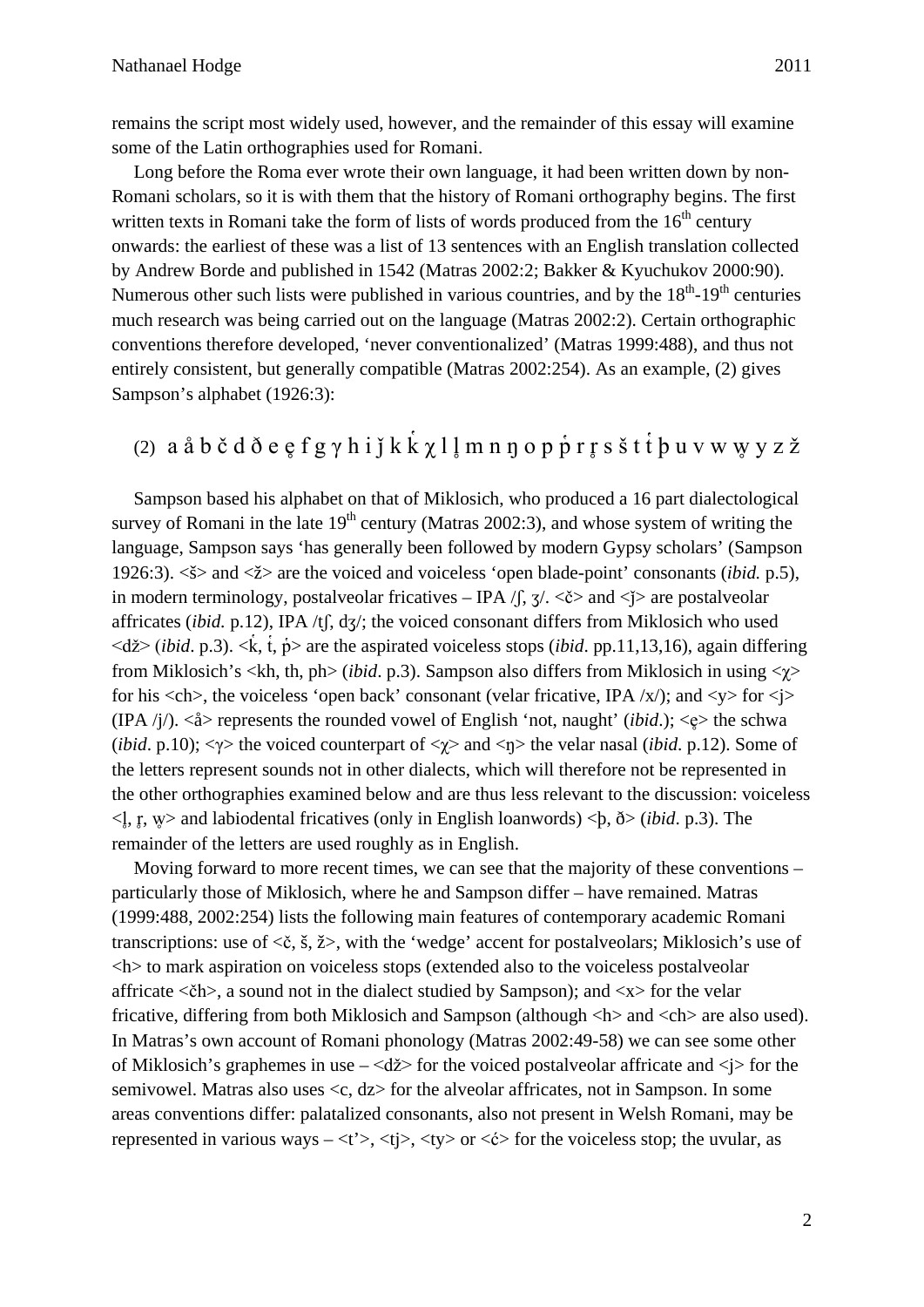remains the script most widely used, however, and the remainder of this essay will examine some of the Latin orthographies used for Romani.

Long before the Roma ever wrote their own language, it had been written down by non-Romani scholars, so it is with them that the history of Romani orthography begins. The first written texts in Romani take the form of lists of words produced from the 16th century onwards: the earliest of these was a list of 13 sentences with an English translation collected by Andrew Borde and published in 1542 (Matras 2002:2; Bakker & Kyuchukov 2000:90). Numerous other such lists were published in various countries, and by the 18th-19th centuries much research was being carried out on the language (Matras 2002:2). Certain orthographic conventions therefore developed, 'never conventionalized' (Matras 1999:488), and thus not entirely consistent, but generally compatible (Matras 2002:254). As an example, (2) gives Sampson's alphabet (1926:3):

(2) a å b č d ð e ȩ f g γ h i ǰ k k̔ χ l l̥ m n ŋ o p p̔ r r̥ s š t t̔ þ u v w w̥ y z ž

Sampson based his alphabet on that of Miklosich, who produced a 16 part dialectological survey of Romani in the late 19th century (Matras 2002:3), and whose system of writing the language, Sampson says 'has generally been followed by modern Gypsy scholars' (Sampson 1926:3). <š> and <ž> are the voiced and voiceless 'open blade-point' consonants (*ibid.* p.5), in modern terminology, postalveolar fricatives – IPA /ʃ, ʒ/. <č> and <ǰ> are postalveolar affricates (*ibid.* p.12), IPA /tʃ, dʒ/; the voiced consonant differs from Miklosich who used <dž> (*ibid*. p.3). <k̔, t̔, p̔> are the aspirated voiceless stops (*ibid*. pp.11,13,16), again differing from Miklosich's <kh, th, ph> (*ibid*. p.3). Sampson also differs from Miklosich in using <χ> for his <ch>, the voiceless 'open back' consonant (velar fricative, IPA /x/); and <y> for <j> (IPA /j/). <å> represents the rounded vowel of English 'not, naught' (*ibid*.); <ȩ> the schwa (*ibid*. p.10); <γ> the voiced counterpart of <χ> and <ŋ> the velar nasal (*ibid*. p.12). Some of the letters represent sounds not in other dialects, which will therefore not be represented in the other orthographies examined below and are thus less relevant to the discussion: voiceless <l̥, r̥, w̥> and labiodental fricatives (only in English loanwords) <þ, ð> (*ibid*. p.3). The remainder of the letters are used roughly as in English.

Moving forward to more recent times, we can see that the majority of these conventions – particularly those of Miklosich, where he and Sampson differ – have remained. Matras (1999:488, 2002:254) lists the following main features of contemporary academic Romani transcriptions: use of <č, š, ž>, with the 'wedge' accent for postalveolars; Miklosich's use of <h> to mark aspiration on voiceless stops (extended also to the voiceless postalveolar affricate <čh>, a sound not in the dialect studied by Sampson); and <x> for the velar fricative, differing from both Miklosich and Sampson (although <h> and <ch> are also used). In Matras's own account of Romani phonology (Matras 2002:49-58) we can see some other of Miklosich's graphemes in use – <dž> for the voiced postalveolar affricate and <j> for the semivowel. Matras also uses <c, dz> for the alveolar affricates, not in Sampson. In some areas conventions differ: palatalized consonants, also not present in Welsh Romani, may be represented in various ways – <t'>, <tj>, <ty> or <ć> for the voiceless stop; the uvular, as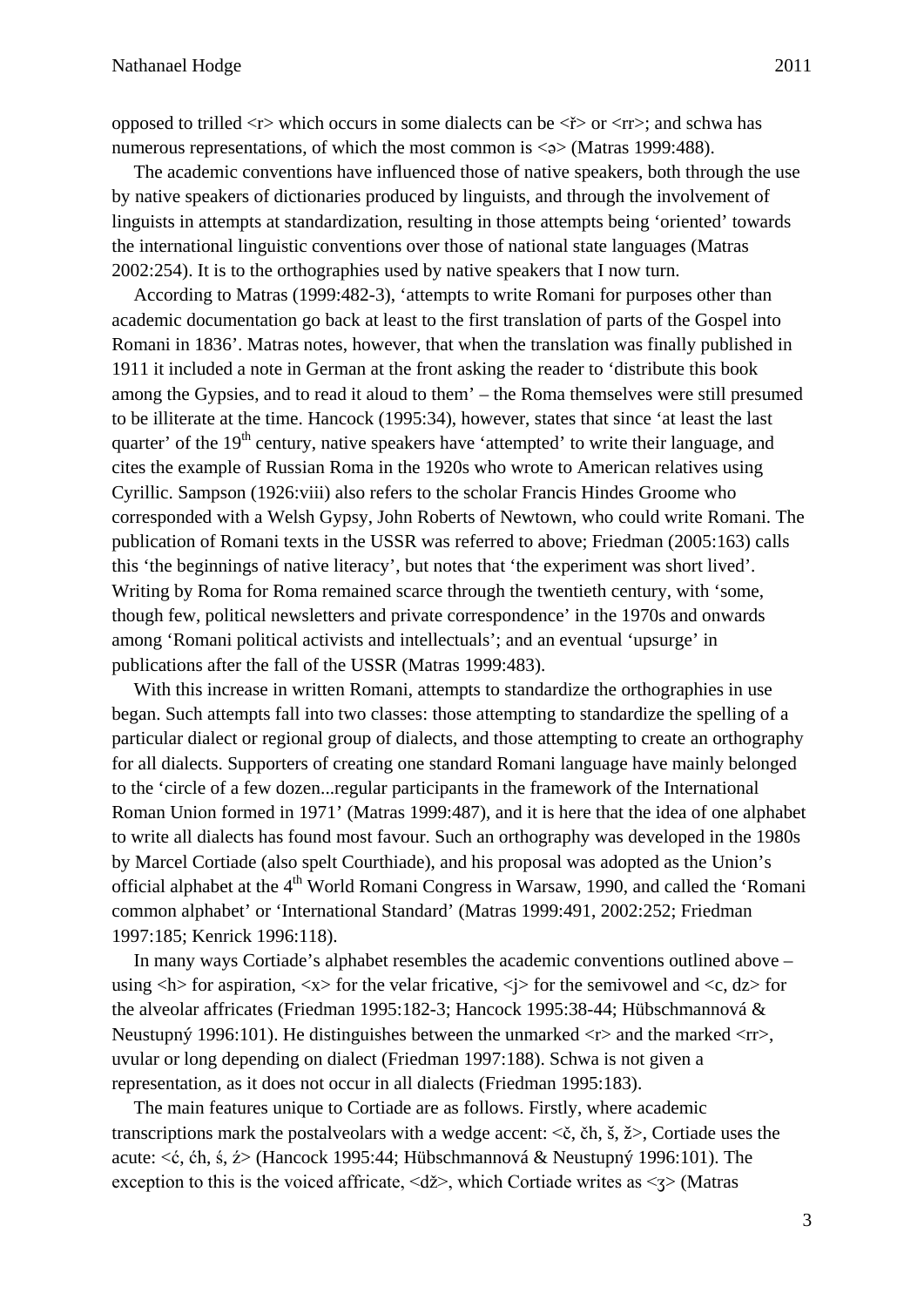opposed to trilled <r> which occurs in some dialects can be <ř> or <rr>; and schwa has numerous representations, of which the most common is <ə> (Matras 1999:488).

The academic conventions have influenced those of native speakers, both through the use by native speakers of dictionaries produced by linguists, and through the involvement of linguists in attempts at standardization, resulting in those attempts being 'oriented' towards the international linguistic conventions over those of national state languages (Matras 2002:254). It is to the orthographies used by native speakers that I now turn.

According to Matras (1999:482-3), 'attempts to write Romani for purposes other than academic documentation go back at least to the first translation of parts of the Gospel into Romani in 1836'. Matras notes, however, that when the translation was finally published in 1911 it included a note in German at the front asking the reader to 'distribute this book among the Gypsies, and to read it aloud to them' – the Roma themselves were still presumed to be illiterate at the time. Hancock (1995:34), however, states that since 'at least the last quarter' of the 19th century, native speakers have 'attempted' to write their language, and cites the example of Russian Roma in the 1920s who wrote to American relatives using Cyrillic. Sampson (1926:viii) also refers to the scholar Francis Hindes Groome who corresponded with a Welsh Gypsy, John Roberts of Newtown, who could write Romani. The publication of Romani texts in the USSR was referred to above; Friedman (2005:163) calls this 'the beginnings of native literacy', but notes that 'the experiment was short lived'. Writing by Roma for Roma remained scarce through the twentieth century, with 'some, though few, political newsletters and private correspondence' in the 1970s and onwards among 'Romani political activists and intellectuals'; and an eventual 'upsurge' in publications after the fall of the USSR (Matras 1999:483).

With this increase in written Romani, attempts to standardize the orthographies in use began. Such attempts fall into two classes: those attempting to standardize the spelling of a particular dialect or regional group of dialects, and those attempting to create an orthography for all dialects. Supporters of creating one standard Romani language have mainly belonged to the 'circle of a few dozen...regular participants in the framework of the International Roman Union formed in 1971' (Matras 1999:487), and it is here that the idea of one alphabet to write all dialects has found most favour. Such an orthography was developed in the 1980s by Marcel Cortiade (also spelt Courthiade), and his proposal was adopted as the Union's official alphabet at the 4th World Romani Congress in Warsaw, 1990, and called the 'Romani common alphabet' or 'International Standard' (Matras 1999:491, 2002:252; Friedman 1997:185; Kenrick 1996:118).

In many ways Cortiade's alphabet resembles the academic conventions outlined above – using <h> for aspiration, <x> for the velar fricative, <j> for the semivowel and <c, dz> for the alveolar affricates (Friedman 1995:182-3; Hancock 1995:38-44; Hübschmannová & Neustupný 1996:101). He distinguishes between the unmarked <r> and the marked <rr>, uvular or long depending on dialect (Friedman 1997:188). Schwa is not given a representation, as it does not occur in all dialects (Friedman 1995:183).

The main features unique to Cortiade are as follows. Firstly, where academic transcriptions mark the postalveolars with a wedge accent: <č, čh, š, ž>, Cortiade uses the acute: <ć, ćh, ś, ź> (Hancock 1995:44; Hübschmannová & Neustupný 1996:101). The exception to this is the voiced affricate, <dž>, which Cortiade writes as <ʒ> (Matras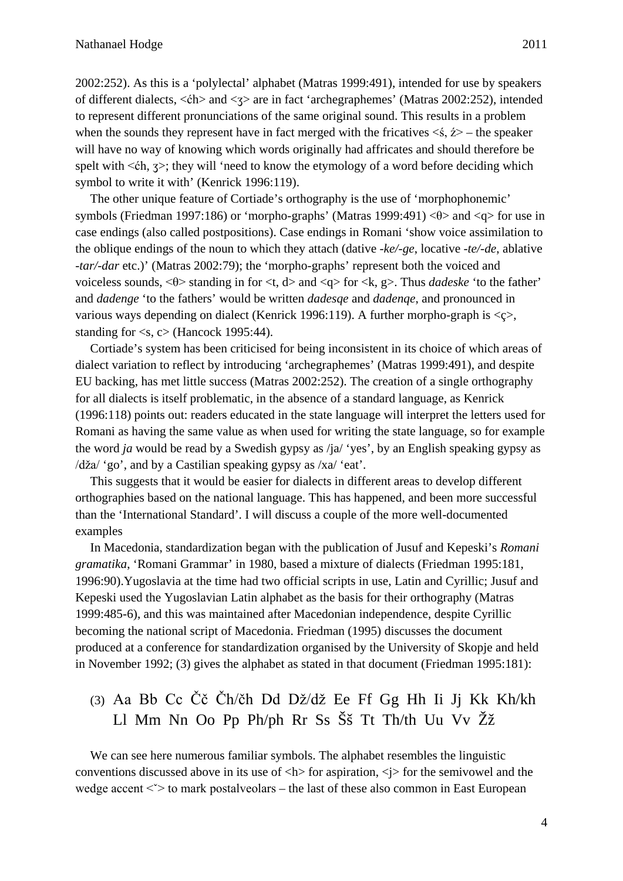2002:252). As this is a 'polylectal' alphabet (Matras 1999:491), intended for use by speakers of different dialects, <ćh> and <ʒ> are in fact 'archegraphemes' (Matras 2002:252), intended to represent different pronunciations of the same original sound. This results in a problem when the sounds they represent have in fact merged with the fricatives <ś, ź> – the speaker will have no way of knowing which words originally had affricates and should therefore be spelt with <ćh, ʒ>; they will 'need to know the etymology of a word before deciding which symbol to write it with' (Kenrick 1996:119).

The other unique feature of Cortiade's orthography is the use of 'morphophonemic' symbols (Friedman 1997:186) or 'morpho-graphs' (Matras 1999:491) <θ> and <q> for use in case endings (also called postpositions). Case endings in Romani 'show voice assimilation to the oblique endings of the noun to which they attach (dative *-ke/-ge*, locative *-te/-de*, ablative *-tar/-dar* etc.)' (Matras 2002:79); the 'morpho-graphs' represent both the voiced and voiceless sounds, <θ> standing in for <t, d> and <q> for <k, g>. Thus *dadeske* 'to the father' and *dadenge* 'to the fathers' would be written *dadesqe* and *dadenqe*, and pronounced in various ways depending on dialect (Kenrick 1996:119). A further morpho-graph is <ç>, standing for <s, c> (Hancock 1995:44).

Cortiade's system has been criticised for being inconsistent in its choice of which areas of dialect variation to reflect by introducing 'archegraphemes' (Matras 1999:491), and despite EU backing, has met little success (Matras 2002:252). The creation of a single orthography for all dialects is itself problematic, in the absence of a standard language, as Kenrick (1996:118) points out: readers educated in the state language will interpret the letters used for Romani as having the same value as when used for writing the state language, so for example the word *ja* would be read by a Swedish gypsy as /ja/ 'yes', by an English speaking gypsy as /dža/ 'go', and by a Castilian speaking gypsy as /xa/ 'eat'.

This suggests that it would be easier for dialects in different areas to develop different orthographies based on the national language. This has happened, and been more successful than the 'International Standard'. I will discuss a couple of the more well-documented examples

In Macedonia, standardization began with the publication of Jusuf and Kepeski's *Romani gramatika*, 'Romani Grammar' in 1980, based a mixture of dialects (Friedman 1995:181, 1996:90).Yugoslavia at the time had two official scripts in use, Latin and Cyrillic; Jusuf and Kepeski used the Yugoslavian Latin alphabet as the basis for their orthography (Matras 1999:485-6), and this was maintained after Macedonian independence, despite Cyrillic becoming the national script of Macedonia. Friedman (1995) discusses the document produced at a conference for standardization organised by the University of Skopje and held in November 1992; (3) gives the alphabet as stated in that document (Friedman 1995:181):

(3) Aa Bb Cc Čč Čh/čh Dd Dž/dž Ee Ff Gg Hh Ii Jj Kk Kh/kh Ll Mm Nn Oo Pp Ph/ph Rr Ss Šš Tt Th/th Uu Vv Žž

We can see here numerous familiar symbols. The alphabet resembles the linguistic conventions discussed above in its use of <h> for aspiration, <j> for the semivowel and the wedge accent <ˇ> to mark postalveolars – the last of these also common in East European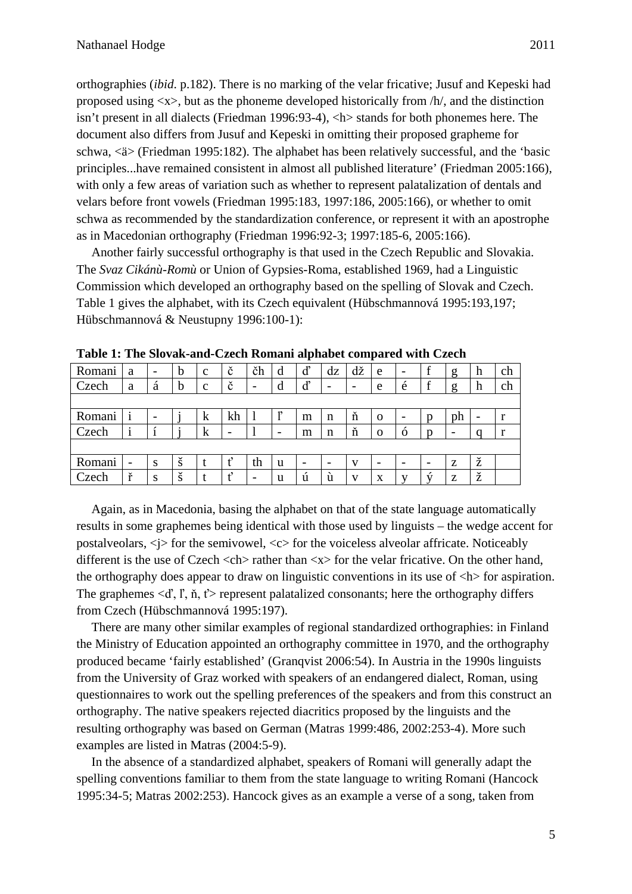orthographies (*ibid.* p.182). There is no marking of the velar fricative; Jusuf and Kepeski had proposed using <x>, but as the phoneme developed historically from /h/, and the distinction isn't present in all dialects (Friedman 1996:93-4), <h> stands for both phonemes here. The document also differs from Jusuf and Kepeski in omitting their proposed grapheme for schwa, <ä> (Friedman 1995:182). The alphabet has been relatively successful, and the 'basic principles...have remained consistent in almost all published literature' (Friedman 2005:166), with only a few areas of variation such as whether to represent palatalization of dentals and velars before front vowels (Friedman 1995:183, 1997:186, 2005:166), or whether to omit schwa as recommended by the standardization conference, or represent it with an apostrophe as in Macedonian orthography (Friedman 1996:92-3; 1997:185-6, 2005:166).

Another fairly successful orthography is that used in the Czech Republic and Slovakia. The *Svaz Cikánù-Romù* or Union of Gypsies-Roma, established 1969, had a Linguistic Commission which developed an orthography based on the spelling of Slovak and Czech. Table 1 gives the alphabet, with its Czech equivalent (Hübschmannová 1995:193,197; Hübschmannová & Neustupny 1996:100-1):

**Table 1: The Slovak-and-Czech Romani alphabet compared with Czech**

| Romani | a | - | b | c | č | čh | d | ď | dz | dž | e | - | f | g | h | ch |
|---|---|---|---|---|---|---|---|---|---|---|---|---|---|---|---|---|
| Czech | a | á | b | c | č | - | d | ď | - | - | e | é | f | g | h | ch |
| | | | | | | | | | | | | | | | | |
| Romani | i | - | j | k | kh | l | ľ | m | n | ň | o | - | p | ph | - | r |
| Czech | i | í | j | k | - | l | - | m | n | ň | o | ó | p | - | q | r |
| | | | | | | | | | | | | | | | | |
| Romani | - | s | š | t | ť | th | u | - | - | v | - | - | - | z | ž | |
| Czech | ř | s | š | t | ť | - | u | ú | ù | v | x | y | ý | z | ž | |

Again, as in Macedonia, basing the alphabet on that of the state language automatically results in some graphemes being identical with those used by linguists – the wedge accent for postalveolars, <j> for the semivowel, <c> for the voiceless alveolar affricate. Noticeably different is the use of Czech <ch> rather than <x> for the velar fricative. On the other hand, the orthography does appear to draw on linguistic conventions in its use of <h> for aspiration. The graphemes <ď, ľ, ň, ť> represent palatalized consonants; here the orthography differs from Czech (Hübschmannová 1995:197).

There are many other similar examples of regional standardized orthographies: in Finland the Ministry of Education appointed an orthography committee in 1970, and the orthography produced became 'fairly established' (Granqvist 2006:54). In Austria in the 1990s linguists from the University of Graz worked with speakers of an endangered dialect, Roman, using questionnaires to work out the spelling preferences of the speakers and from this construct an orthography. The native speakers rejected diacritics proposed by the linguists and the resulting orthography was based on German (Matras 1999:486, 2002:253-4). More such examples are listed in Matras (2004:5-9).

In the absence of a standardized alphabet, speakers of Romani will generally adapt the spelling conventions familiar to them from the state language to writing Romani (Hancock 1995:34-5; Matras 2002:253). Hancock gives as an example a verse of a song, taken from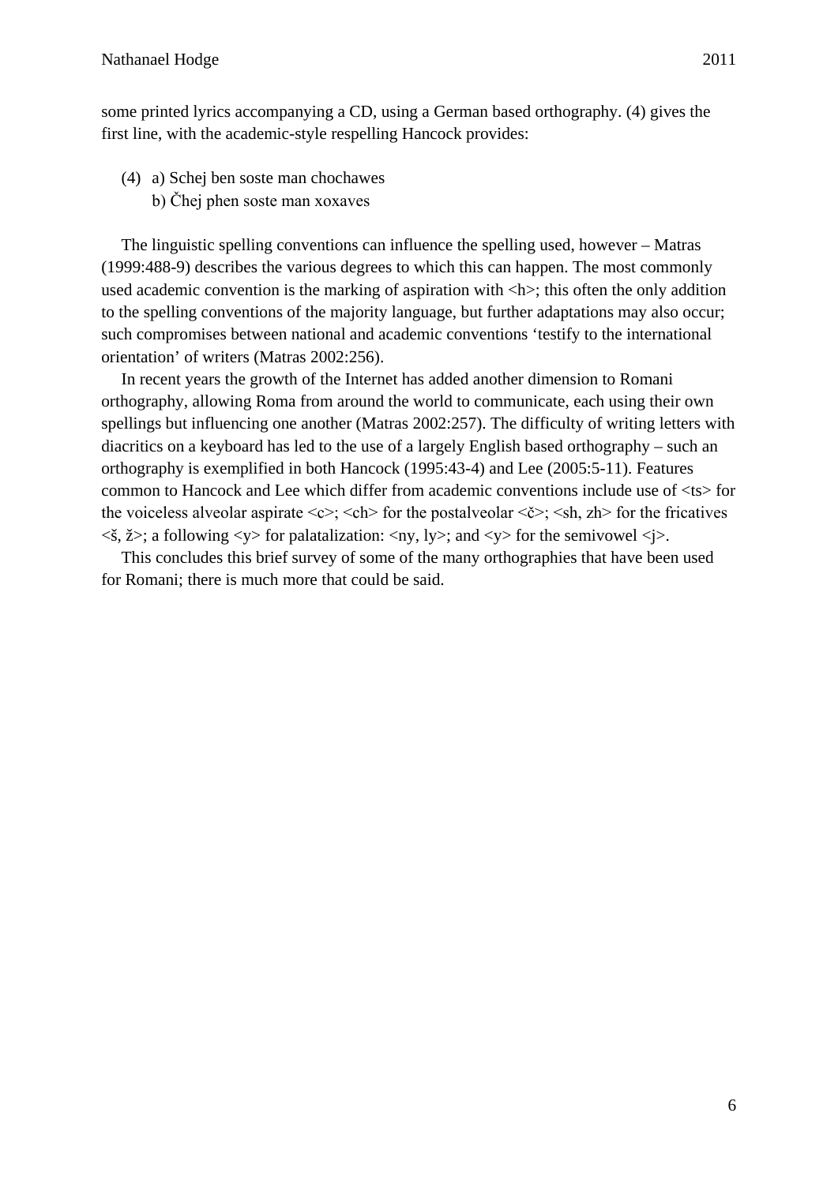some printed lyrics accompanying a CD, using a German based orthography. (4) gives the first line, with the academic-style respelling Hancock provides:

(4) a) Schej ben soste man chochawes
    b) Čhej phen soste man xoxaves

The linguistic spelling conventions can influence the spelling used, however – Matras (1999:488-9) describes the various degrees to which this can happen. The most commonly used academic convention is the marking of aspiration with <h>; this often the only addition to the spelling conventions of the majority language, but further adaptations may also occur; such compromises between national and academic conventions 'testify to the international orientation' of writers (Matras 2002:256).

In recent years the growth of the Internet has added another dimension to Romani orthography, allowing Roma from around the world to communicate, each using their own spellings but influencing one another (Matras 2002:257). The difficulty of writing letters with diacritics on a keyboard has led to the use of a largely English based orthography – such an orthography is exemplified in both Hancock (1995:43-4) and Lee (2005:5-11). Features common to Hancock and Lee which differ from academic conventions include use of <ts> for the voiceless alveolar aspirate <c>; <ch> for the postalveolar <č>; <sh, zh> for the fricatives <š, ž>; a following <y> for palatalization: <ny, ly>; and <y> for the semivowel <j>.

This concludes this brief survey of some of the many orthographies that have been used for Romani; there is much more that could be said.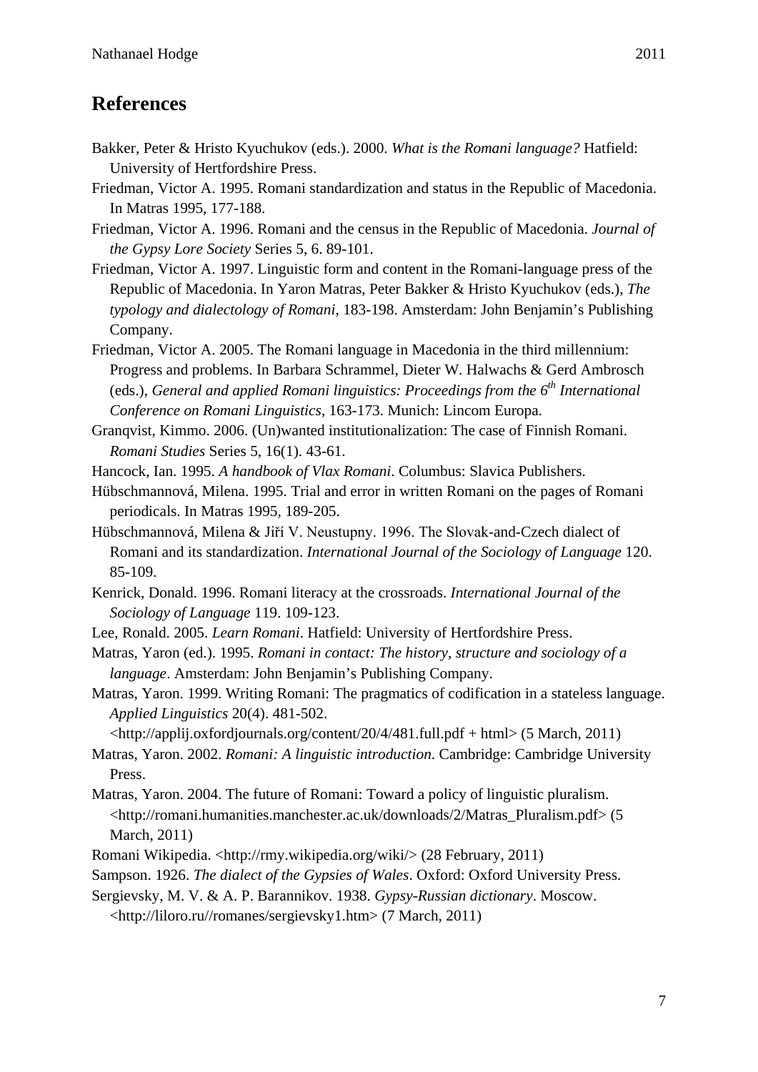## References

Bakker, Peter & Hristo Kyuchukov (eds.). 2000. *What is the Romani language?* Hatfield: University of Hertfordshire Press.

Friedman, Victor A. 1995. Romani standardization and status in the Republic of Macedonia. In Matras 1995, 177-188.

Friedman, Victor A. 1996. Romani and the census in the Republic of Macedonia. *Journal of the Gypsy Lore Society* Series 5, 6. 89-101.

Friedman, Victor A. 1997. Linguistic form and content in the Romani-language press of the Republic of Macedonia. In Yaron Matras, Peter Bakker & Hristo Kyuchukov (eds.), *The typology and dialectology of Romani*, 183-198. Amsterdam: John Benjamin's Publishing Company.

Friedman, Victor A. 2005. The Romani language in Macedonia in the third millennium: Progress and problems. In Barbara Schrammel, Dieter W. Halwachs & Gerd Ambrosch (eds.), *General and applied Romani linguistics: Proceedings from the 6th International Conference on Romani Linguistics*, 163-173. Munich: Lincom Europa.

Granqvist, Kimmo. 2006. (Un)wanted institutionalization: The case of Finnish Romani. *Romani Studies* Series 5, 16(1). 43-61.

Hancock, Ian. 1995. *A handbook of Vlax Romani*. Columbus: Slavica Publishers.

Hübschmannová, Milena. 1995. Trial and error in written Romani on the pages of Romani periodicals. In Matras 1995, 189-205.

Hübschmannová, Milena & Jiří V. Neustupny. 1996. The Slovak-and-Czech dialect of Romani and its standardization. *International Journal of the Sociology of Language* 120. 85-109.

Kenrick, Donald. 1996. Romani literacy at the crossroads. *International Journal of the Sociology of Language* 119. 109-123.

Lee, Ronald. 2005. *Learn Romani*. Hatfield: University of Hertfordshire Press.

Matras, Yaron (ed.). 1995. *Romani in contact: The history, structure and sociology of a language*. Amsterdam: John Benjamin's Publishing Company.

Matras, Yaron. 1999. Writing Romani: The pragmatics of codification in a stateless language. *Applied Linguistics* 20(4). 481-502. <http://applij.oxfordjournals.org/content/20/4/481.full.pdf + html> (5 March, 2011)

Matras, Yaron. 2002. *Romani: A linguistic introduction*. Cambridge: Cambridge University Press.

Matras, Yaron. 2004. The future of Romani: Toward a policy of linguistic pluralism. <http://romani.humanities.manchester.ac.uk/downloads/2/Matras_Pluralism.pdf> (5 March, 2011)

Romani Wikipedia. <http://rmy.wikipedia.org/wiki/> (28 February, 2011)

Sampson. 1926. *The dialect of the Gypsies of Wales*. Oxford: Oxford University Press.

Sergievsky, M. V. & A. P. Barannikov. 1938. *Gypsy-Russian dictionary*. Moscow. <http://liloro.ru//romanes/sergievsky1.htm> (7 March, 2011)